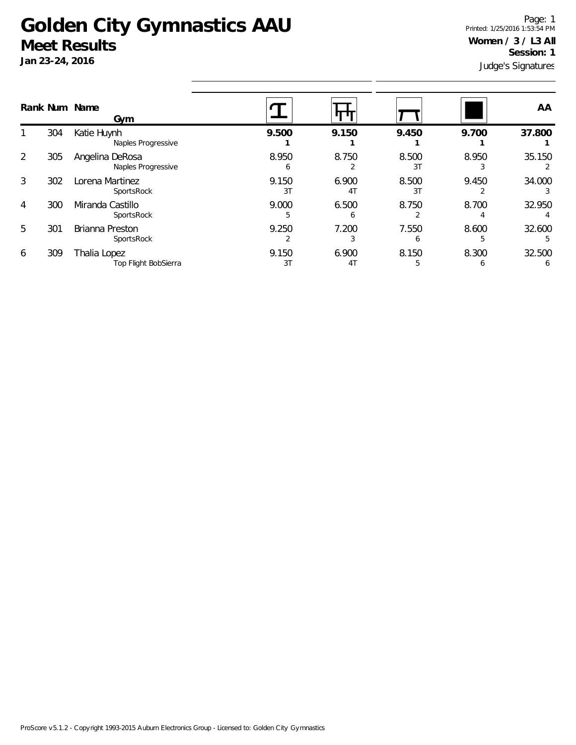# Golden City Gymnastics AAU

## Meet Results

**Jan 23-24, 2016**

Printed: 1/25/2016 1:53:54 PM

**Women / 3 / L3 All**

**Session: 1**

Judge's Signatures

| Rank | Num | Name / Gym | Vault | Bars | Beam | Floor | AA |
|---|---|---|---|---|---|---|---|
| 1 | 304 | Katie Huynh<br>Naples Progressive | **9.500**<br>**1** | **9.150**<br>**1** | **9.450**<br>**1** | **9.700**<br>**1** | **37.800**<br>**1** |
| 2 | 305 | Angelina DeRosa<br>Naples Progressive | 8.950<br>6 | 8.750<br>2 | 8.500<br>3T | 8.950<br>3 | 35.150<br>2 |
| 3 | 302 | Lorena Martinez<br>SportsRock | 9.150<br>3T | 6.900<br>4T | 8.500<br>3T | 9.450<br>2 | 34.000<br>3 |
| 4 | 300 | Miranda Castillo<br>SportsRock | 9.000<br>5 | 6.500<br>6 | 8.750<br>2 | 8.700<br>4 | 32.950<br>4 |
| 5 | 301 | Brianna Preston<br>SportsRock | 9.250<br>2 | 7.200<br>3 | 7.550<br>6 | 8.600<br>5 | 32.600<br>5 |
| 6 | 309 | Thalia Lopez<br>Top Flight BobSierra | 9.150<br>3T | 6.900<br>4T | 8.150<br>5 | 8.300<br>6 | 32.500<br>6 |

ProScore v5.1.2 - Copyright 1993-2015 Auburn Electronics Group - Licensed to: Golden City Gymnastics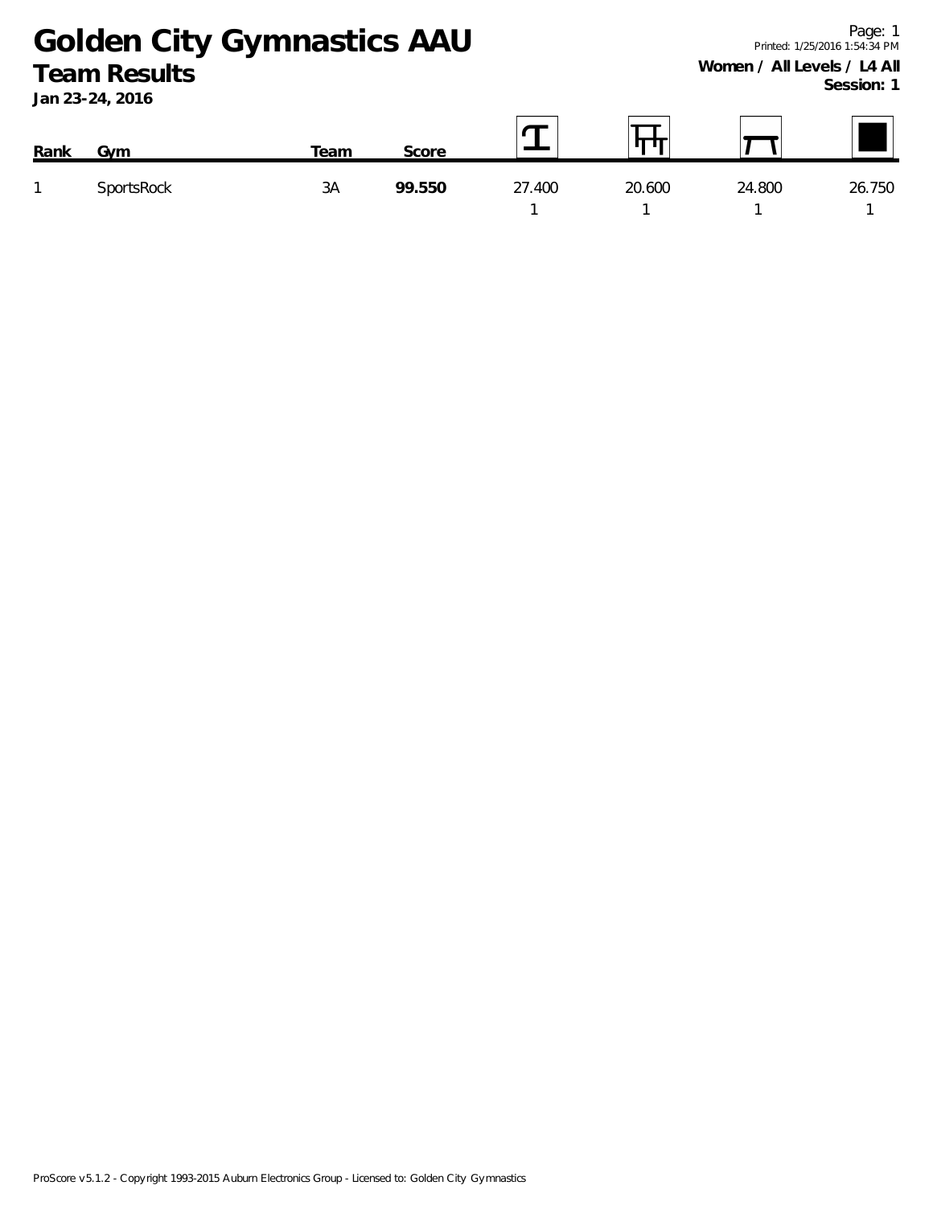# Golden City Gymnastics AAU

## Team Results

**Jan 23-24, 2016**

**Women / All Levels / L4 All**

**Session: 1**

| Rank | Gym | Team | Score | Vault | Bars | Beam | Floor |
|---|---|---|---|---|---|---|---|
| 1 | SportsRock | 3A | **99.550** | 27.400<br>1 | 20.600<br>1 | 24.800<br>1 | 26.750<br>1 |